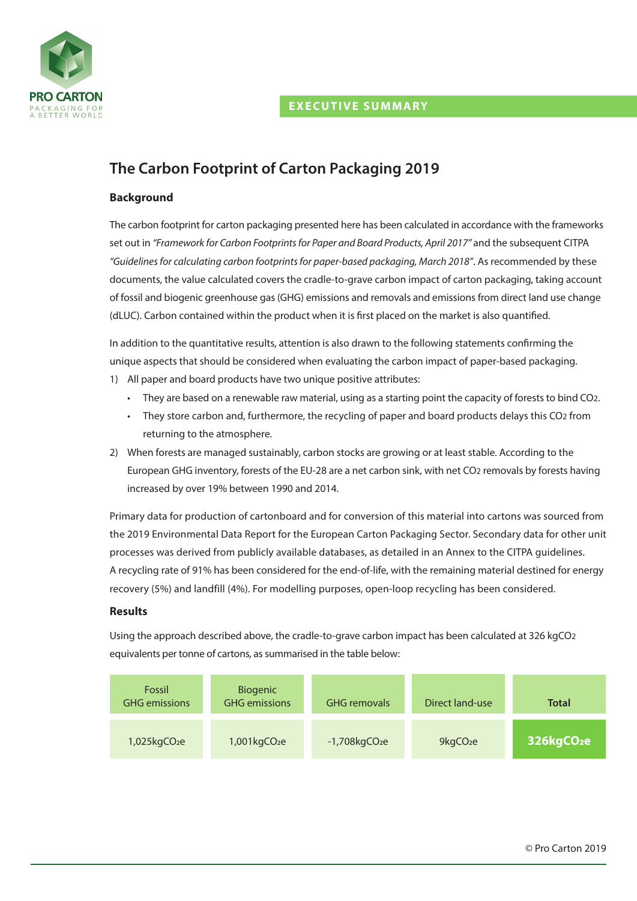PRO CARTON
PACKAGING FOR A BETTER WORLD

EXECUTIVE SUMMARY

# The Carbon Footprint of Carton Packaging 2019

## Background

The carbon footprint for carton packaging presented here has been calculated in accordance with the frameworks set out in *"Framework for Carbon Footprints for Paper and Board Products, April 2017"* and the subsequent CITPA *"Guidelines for calculating carbon footprints for paper-based packaging, March 2018"*. As recommended by these documents, the value calculated covers the cradle-to-grave carbon impact of carton packaging, taking account of fossil and biogenic greenhouse gas (GHG) emissions and removals and emissions from direct land use change (dLUC). Carbon contained within the product when it is first placed on the market is also quantified.

In addition to the quantitative results, attention is also drawn to the following statements confirming the unique aspects that should be considered when evaluating the carbon impact of paper-based packaging.

1) All paper and board products have two unique positive attributes:
   - They are based on a renewable raw material, using as a starting point the capacity of forests to bind $CO_2$.
   - They store carbon and, furthermore, the recycling of paper and board products delays this $CO_2$ from returning to the atmosphere.
2) When forests are managed sustainably, carbon stocks are growing or at least stable. According to the European GHG inventory, forests of the EU-28 are a net carbon sink, with net $CO_2$ removals by forests having increased by over 19% between 1990 and 2014.

Primary data for production of cartonboard and for conversion of this material into cartons was sourced from the 2019 Environmental Data Report for the European Carton Packaging Sector. Secondary data for other unit processes was derived from publicly available databases, as detailed in an Annex to the CITPA guidelines. A recycling rate of 91% has been considered for the end-of-life, with the remaining material destined for energy recovery (5%) and landfill (4%). For modelling purposes, open-loop recycling has been considered.

## Results

Using the approach described above, the cradle-to-grave carbon impact has been calculated at 326 $kgCO_2$ equivalents per tonne of cartons, as summarised in the table below:

| Fossil GHG emissions | Biogenic GHG emissions | GHG removals | Direct land-use | **Total** |
|---|---|---|---|---|
| 1,025$kgCO_2e$ | 1,001$kgCO_2e$ | -1,708$kgCO_2e$ | 9$kgCO_2e$ | **326$kgCO_2e$** |

© Pro Carton 2019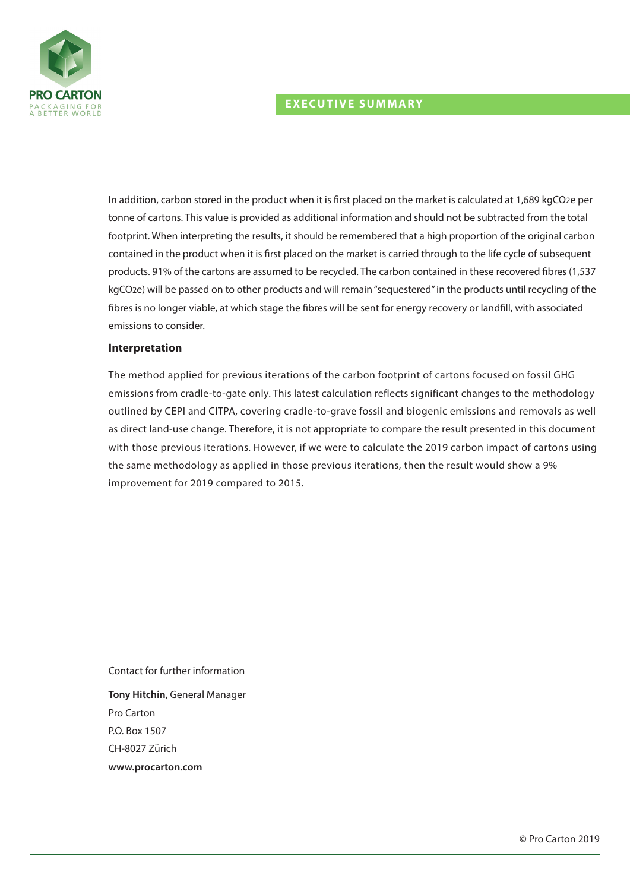In addition, carbon stored in the product when it is first placed on the market is calculated at 1,689 kgCO2e per tonne of cartons. This value is provided as additional information and should not be subtracted from the total footprint. When interpreting the results, it should be remembered that a high proportion of the original carbon contained in the product when it is first placed on the market is carried through to the life cycle of subsequent products. 91% of the cartons are assumed to be recycled. The carbon contained in these recovered fibres (1,537 kgCO2e) will be passed on to other products and will remain "sequestered" in the products until recycling of the fibres is no longer viable, at which stage the fibres will be sent for energy recovery or landfill, with associated emissions to consider.

### Interpretation

The method applied for previous iterations of the carbon footprint of cartons focused on fossil GHG emissions from cradle-to-gate only. This latest calculation reflects significant changes to the methodology outlined by CEPI and CITPA, covering cradle-to-grave fossil and biogenic emissions and removals as well as direct land-use change. Therefore, it is not appropriate to compare the result presented in this document with those previous iterations. However, if we were to calculate the 2019 carbon impact of cartons using the same methodology as applied in those previous iterations, then the result would show a 9% improvement for 2019 compared to 2015.

Contact for further information

**Tony Hitchin**, General Manager
Pro Carton
P.O. Box 1507
CH-8027 Zürich
**www.procarton.com**

© Pro Carton 2019